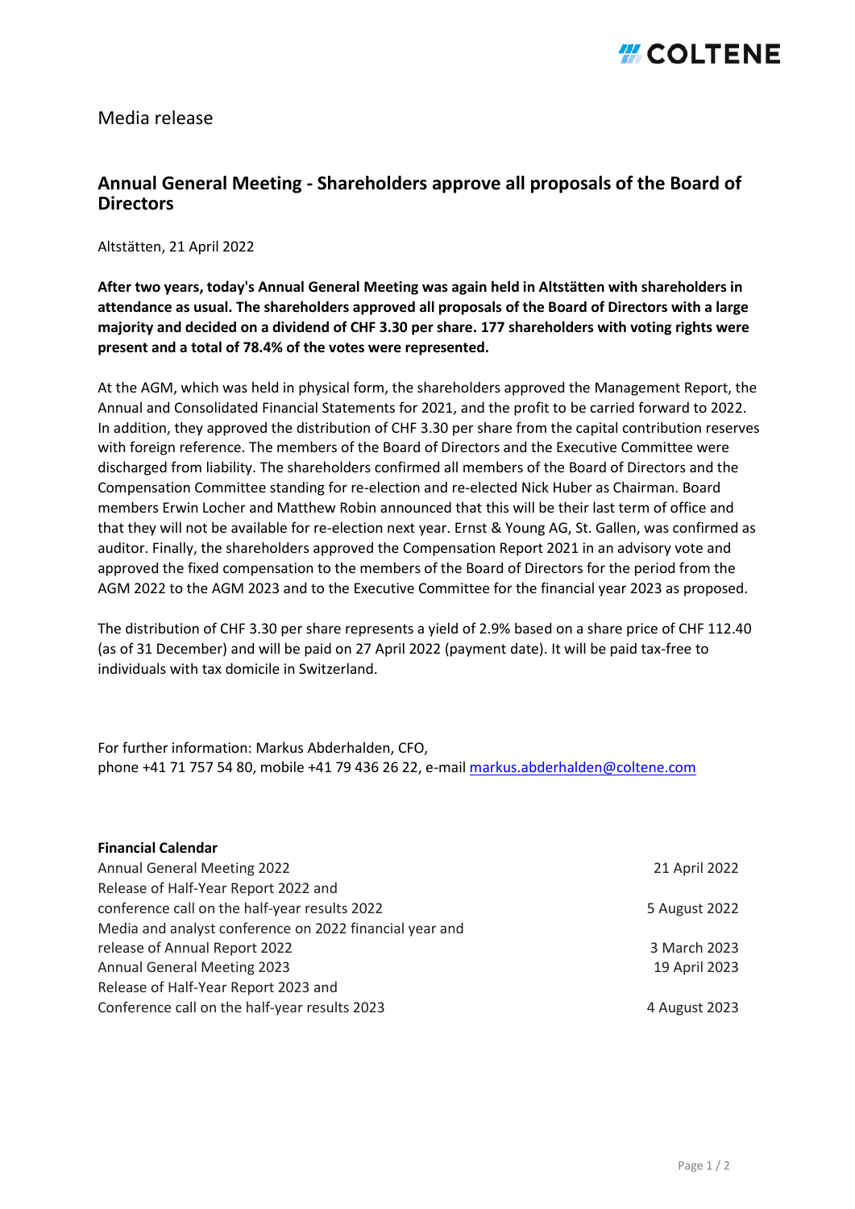Media release

# Annual General Meeting - Shareholders approve all proposals of the Board of Directors

Altstätten, 21 April 2022

**After two years, today's Annual General Meeting was again held in Altstätten with shareholders in attendance as usual. The shareholders approved all proposals of the Board of Directors with a large majority and decided on a dividend of CHF 3.30 per share. 177 shareholders with voting rights were present and a total of 78.4% of the votes were represented.**

At the AGM, which was held in physical form, the shareholders approved the Management Report, the Annual and Consolidated Financial Statements for 2021, and the profit to be carried forward to 2022. In addition, they approved the distribution of CHF 3.30 per share from the capital contribution reserves with foreign reference. The members of the Board of Directors and the Executive Committee were discharged from liability. The shareholders confirmed all members of the Board of Directors and the Compensation Committee standing for re-election and re-elected Nick Huber as Chairman. Board members Erwin Locher and Matthew Robin announced that this will be their last term of office and that they will not be available for re-election next year. Ernst & Young AG, St. Gallen, was confirmed as auditor. Finally, the shareholders approved the Compensation Report 2021 in an advisory vote and approved the fixed compensation to the members of the Board of Directors for the period from the AGM 2022 to the AGM 2023 and to the Executive Committee for the financial year 2023 as proposed.

The distribution of CHF 3.30 per share represents a yield of 2.9% based on a share price of CHF 112.40 (as of 31 December) and will be paid on 27 April 2022 (payment date). It will be paid tax-free to individuals with tax domicile in Switzerland.

For further information: Markus Abderhalden, CFO,
phone +41 71 757 54 80, mobile +41 79 436 26 22, e-mail markus.abderhalden@coltene.com

**Financial Calendar**

| | |
|---|---|
| Annual General Meeting 2022 | 21 April 2022 |
| Release of Half-Year Report 2022 and conference call on the half-year results 2022 | 5 August 2022 |
| Media and analyst conference on 2022 financial year and release of Annual Report 2022 | 3 March 2023 |
| Annual General Meeting 2023 | 19 April 2023 |
| Release of Half-Year Report 2023 and Conference call on the half-year results 2023 | 4 August 2023 |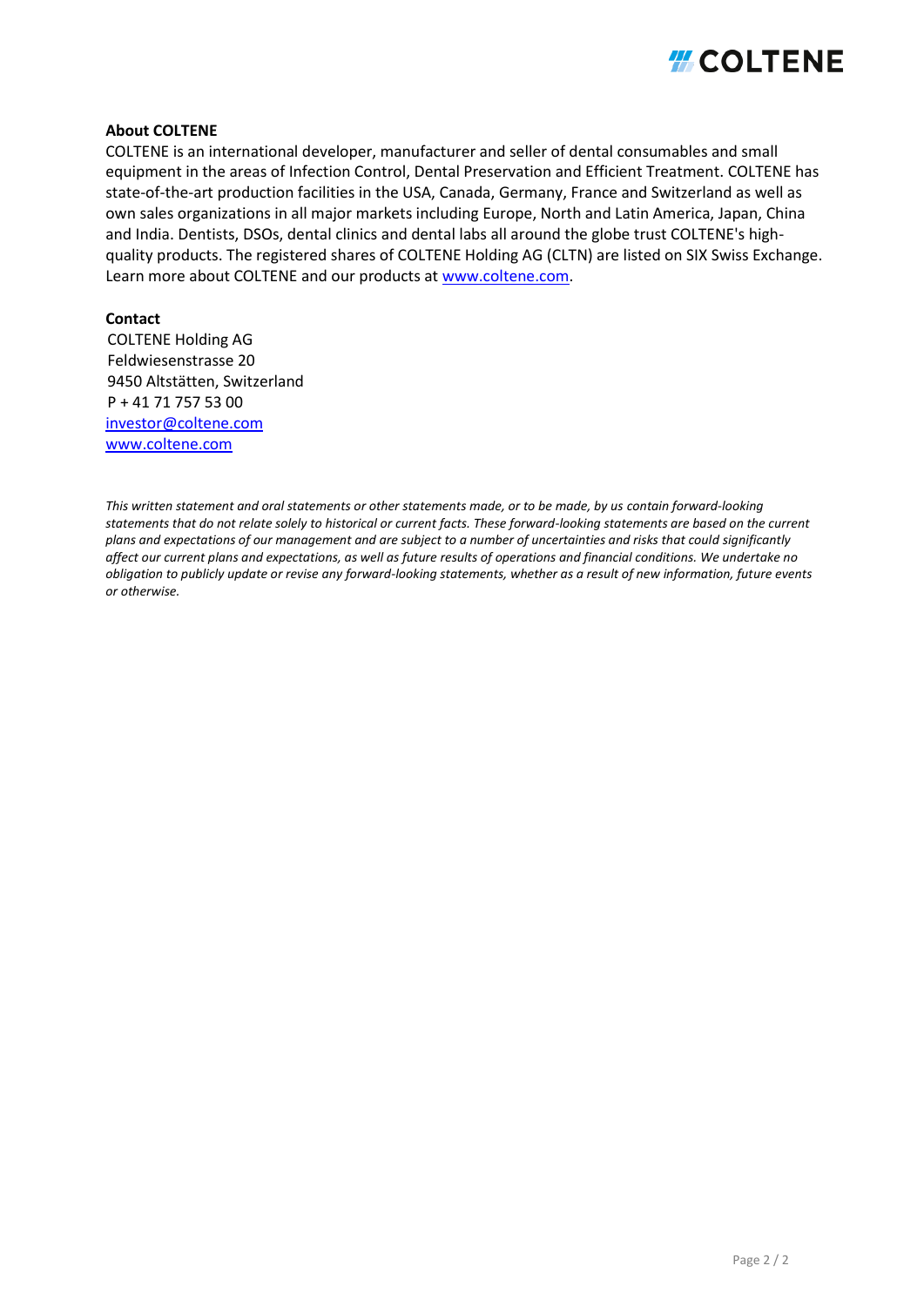**About COLTENE**

COLTENE is an international developer, manufacturer and seller of dental consumables and small equipment in the areas of Infection Control, Dental Preservation and Efficient Treatment. COLTENE has state-of-the-art production facilities in the USA, Canada, Germany, France and Switzerland as well as own sales organizations in all major markets including Europe, North and Latin America, Japan, China and India. Dentists, DSOs, dental clinics and dental labs all around the globe trust COLTENE's high-quality products. The registered shares of COLTENE Holding AG (CLTN) are listed on SIX Swiss Exchange. Learn more about COLTENE and our products at [www.coltene.com](http://www.coltene.com).

**Contact**

COLTENE Holding AG
Feldwiesenstrasse 20
9450 Altstätten, Switzerland
P + 41 71 757 53 00
[investor@coltene.com](mailto:investor@coltene.com)
[www.coltene.com](http://www.coltene.com)

*This written statement and oral statements or other statements made, or to be made, by us contain forward-looking statements that do not relate solely to historical or current facts. These forward-looking statements are based on the current plans and expectations of our management and are subject to a number of uncertainties and risks that could significantly affect our current plans and expectations, as well as future results of operations and financial conditions. We undertake no obligation to publicly update or revise any forward-looking statements, whether as a result of new information, future events or otherwise.*